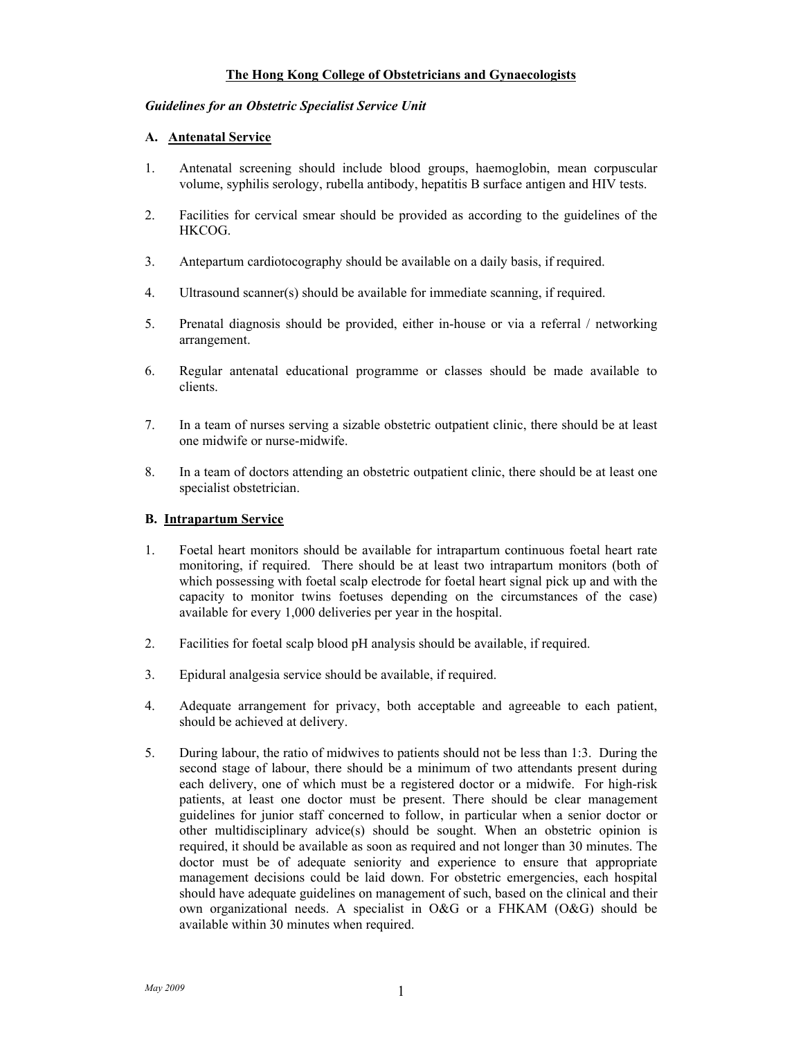**The Hong Kong College of Obstetricians and Gynaecologists**

***Guidelines for an Obstetric Specialist Service Unit***

## A. Antenatal Service

1. Antenatal screening should include blood groups, haemoglobin, mean corpuscular volume, syphilis serology, rubella antibody, hepatitis B surface antigen and HIV tests.

2. Facilities for cervical smear should be provided as according to the guidelines of the HKCOG.

3. Antepartum cardiotocography should be available on a daily basis, if required.

4. Ultrasound scanner(s) should be available for immediate scanning, if required.

5. Prenatal diagnosis should be provided, either in-house or via a referral / networking arrangement.

6. Regular antenatal educational programme or classes should be made available to clients.

7. In a team of nurses serving a sizable obstetric outpatient clinic, there should be at least one midwife or nurse-midwife.

8. In a team of doctors attending an obstetric outpatient clinic, there should be at least one specialist obstetrician.

## B. Intrapartum Service

1. Foetal heart monitors should be available for intrapartum continuous foetal heart rate monitoring, if required. There should be at least two intrapartum monitors (both of which possessing with foetal scalp electrode for foetal heart signal pick up and with the capacity to monitor twins foetuses depending on the circumstances of the case) available for every 1,000 deliveries per year in the hospital.

2. Facilities for foetal scalp blood pH analysis should be available, if required.

3. Epidural analgesia service should be available, if required.

4. Adequate arrangement for privacy, both acceptable and agreeable to each patient, should be achieved at delivery.

5. During labour, the ratio of midwives to patients should not be less than 1:3. During the second stage of labour, there should be a minimum of two attendants present during each delivery, one of which must be a registered doctor or a midwife. For high-risk patients, at least one doctor must be present. There should be clear management guidelines for junior staff concerned to follow, in particular when a senior doctor or other multidisciplinary advice(s) should be sought. When an obstetric opinion is required, it should be available as soon as required and not longer than 30 minutes. The doctor must be of adequate seniority and experience to ensure that appropriate management decisions could be laid down. For obstetric emergencies, each hospital should have adequate guidelines on management of such, based on the clinical and their own organizational needs. A specialist in O&G or a FHKAM (O&G) should be available within 30 minutes when required.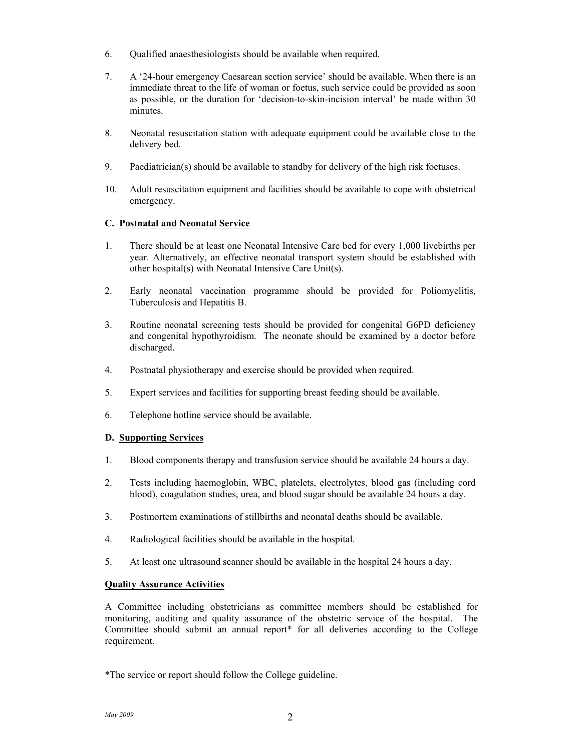6. Qualified anaesthesiologists should be available when required.

7. A '24-hour emergency Caesarean section service' should be available. When there is an immediate threat to the life of woman or foetus, such service could be provided as soon as possible, or the duration for 'decision-to-skin-incision interval' be made within 30 minutes.

8. Neonatal resuscitation station with adequate equipment could be available close to the delivery bed.

9. Paediatrician(s) should be available to standby for delivery of the high risk foetuses.

10. Adult resuscitation equipment and facilities should be available to cope with obstetrical emergency.

### C. Postnatal and Neonatal Service

1. There should be at least one Neonatal Intensive Care bed for every 1,000 livebirths per year. Alternatively, an effective neonatal transport system should be established with other hospital(s) with Neonatal Intensive Care Unit(s).

2. Early neonatal vaccination programme should be provided for Poliomyelitis, Tuberculosis and Hepatitis B.

3. Routine neonatal screening tests should be provided for congenital G6PD deficiency and congenital hypothyroidism. The neonate should be examined by a doctor before discharged.

4. Postnatal physiotherapy and exercise should be provided when required.

5. Expert services and facilities for supporting breast feeding should be available.

6. Telephone hotline service should be available.

### D. Supporting Services

1. Blood components therapy and transfusion service should be available 24 hours a day.

2. Tests including haemoglobin, WBC, platelets, electrolytes, blood gas (including cord blood), coagulation studies, urea, and blood sugar should be available 24 hours a day.

3. Postmortem examinations of stillbirths and neonatal deaths should be available.

4. Radiological facilities should be available in the hospital.

5. At least one ultrasound scanner should be available in the hospital 24 hours a day.

### Quality Assurance Activities

A Committee including obstetricians as committee members should be established for monitoring, auditing and quality assurance of the obstetric service of the hospital. The Committee should submit an annual report* for all deliveries according to the College requirement.

*The service or report should follow the College guideline.